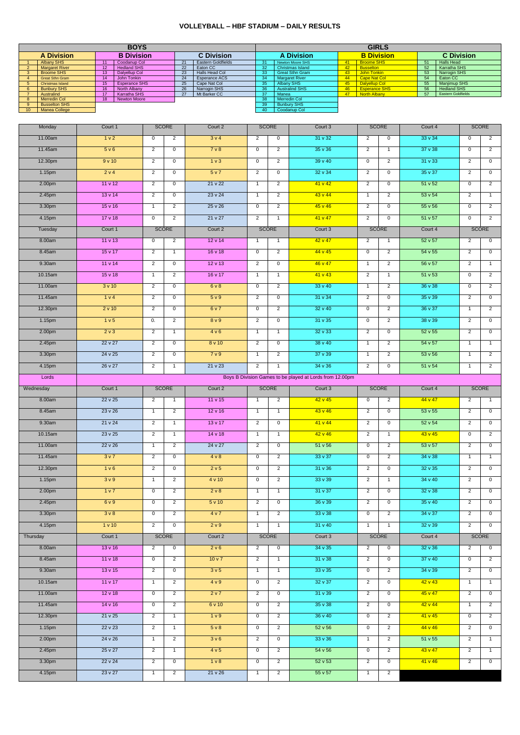# VOLLEYBALL – HBF STADIUM – DAILY RESULTS

| BOYS | | | | | | GIRLS | | | | | |
|---|---|---|---|---|---|---|---|---|---|---|---|
| A Division | | B Division | | C Division | | A Division | | B Division | | C Division | |
| 1 | Albany SHS | 11 | Coodanup Col | 21 | Eastern Goldfields | 31 | Newton Moore SHS | 41 | Broome SHS | 51 | Halls Head |
| 2 | Margaret River | 12 | Hedland SHS | 22 | Eaton CC | 32 | Christmas Island | 42 | Busselton | 52 | Karratha SHS |
| 3 | Broome SHS | 13 | Dalyellup Col | 23 | Halls Head Col | 33 | Great Sthn Gram | 43 | John Tonkin | 53 | Narrogin SHS |
| 4 | Great Sthn Gram | 14 | John Tonkin | 24 | Esperance ACS | 34 | Margaret River | 44 | Cape Nat Col | 54 | Eaton CC |
| 5 | Christmas Island | 15 | Esperance SHS | 25 | Cape Nat Col | 35 | Albany SHS | 45 | Dalyellup Col | 55 | Manjimup SHS |
| 6 | Bunbury SHS | 16 | North Albany | 26 | Narrogin SHS | 36 | Australind SHS | 46 | Esperance SHS | 56 | Hedland SHS |
| 7 | Australind | 17 | Karratha SHS | 27 | Mt Barker CC | 37 | Manea | 47 | North Albany | 57 | Eastern Goldfields |
| 8 | Merredin Col | 18 | Newton Moore | | | 38 | Merredin Col | | | | |
| 9 | Busselton SHS | | | | | 39 | Bunbury SHS | | | | |
| 10 | Manea College | | | | | 40 | Coodanup Col | | | | |

| Monday | Court 1 | SCORE | | Court 2 | SCORE | | Court 3 | SCORE | | Court 4 | SCORE | |
|---|---|---|---|---|---|---|---|---|---|---|---|---|
| 11.00am | 1 v 2 | 0 | 2 | 3 v 4 | 2 | 0 | 31 v 32 | 2 | 0 | 33 v 34 | 0 | 2 |
| 11.45am | 5 v 6 | 2 | 0 | 7 v 8 | 0 | 2 | 35 v 36 | 2 | 1 | 37 v 38 | 0 | 2 |
| 12.30pm | 9 v 10 | 2 | 0 | 1 v 3 | 0 | 2 | 39 v 40 | 0 | 2 | 31 v 33 | 2 | 0 |
| 1.15pm | 2 v 4 | 2 | 0 | 5 v 7 | 2 | 0 | 32 v 34 | 2 | 0 | 35 v 37 | 2 | 0 |
| 2.00pm | 11 v 12 | 2 | 0 | 21 v 22 | 1 | 2 | 41 v 42 | 2 | 0 | 51 v 52 | 0 | 2 |
| 2.45pm | 13 v 14 | 2 | 0 | 23 v 24 | 1 | 2 | 43 v 44 | 1 | 2 | 53 v 54 | 2 | 1 |
| 3.30pm | 15 v 16 | 1 | 2 | 25 v 26 | 0 | 2 | 45 v 46 | 2 | 0 | 55 v 56 | 0 | 2 |
| 4.15pm | 17 v 18 | 0 | 2 | 21 v 27 | 2 | 1 | 41 v 47 | 2 | 0 | 51 v 57 | 0 | 2 |
| Tuesday | Court 1 | SCORE | | Court 2 | SCORE | | Court 3 | SCORE | | Court 4 | SCORE | |
| 8.00am | 11 v 13 | 0 | 2 | 12 v 14 | 1 | 1 | 42 v 47 | 2 | 1 | 52 v 57 | 2 | 0 |
| 8.45am | 15 v 17 | 2 | 1 | 16 v 18 | 0 | 2 | 44 v 45 | 0 | 2 | 54 v 55 | 2 | 0 |
| 9.30am | 11 v 14 | 2 | 0 | 12 v 13 | 2 | 0 | 46 v 47 | 1 | 2 | 56 v 57 | 2 | 1 |
| 10.15am | 15 v 18 | 1 | 2 | 16 v 17 | 1 | 1 | 41 v 43 | 2 | 1 | 51 v 53 | 0 | 2 |
| 11.00am | 3 v 10 | 2 | 0 | 6 v 8 | 0 | 2 | 33 v 40 | 1 | 2 | 36 v 38 | 0 | 2 |
| 11.45am | 1 v 4 | 2 | 0 | 5 v 9 | 2 | 0 | 31 v 34 | 2 | 0 | 35 v 39 | 2 | 0 |
| 12.30pm | 2 v 10 | 2 | 0 | 6 v 7 | 0 | 2 | 32 v 40 | 0 | 2 | 36 v 37 | 1 | 2 |
| 1.15pm | 1 v 5 | 0. | 2 | 8 v 9 | 2 | 0 | 31 v 35 | 0 | 2 | 38 v 39 | 2 | 0 |
| 2.00pm | 2 v 3 | 2 | 1 | 4 v 6 | 1 | 1 | 32 v 33 | 2 | 0 | 52 v 55 | 2 | 0 |
| 2.45pm | 22 v 27 | 2 | 0 | 8 v 10 | 2 | 0 | 38 v 40 | 1 | 2 | 54 v 57 | 1 | 1 |
| 3.30pm | 24 v 25 | 2 | 0 | 7 v 9 | 1 | 2 | 37 v 39 | 1 | 2 | 53 v 56 | 1 | 2 |
| 4.15pm | 26 v 27 | 2 | 1 | 21 v 23 | 2 | 1 | 34 v 36 | 2 | 0 | 51 v 54 | 1 | 2 |
| Lords | Boys B Division Games to be played at Lords from 12.00pm | | | | | | | | | | | |
| Wednesday | Court 1 | SCORE | | Court 2 | SCORE | | Court 3 | SCORE | | Court 4 | SCORE | |
| 8.00am | 22 v 25 | 2 | 1 | 11 v 15 | 1 | 2 | 42 v 45 | 0 | 2 | 44 v 47 | 2 | 1 |
| 8.45am | 23 v 26 | 1 | 2 | 12 v 16 | 1 | 1 | 43 v 46 | 2 | 0 | 53 v 55 | 2 | 0 |
| 9.30am | 21 v 24 | 2 | 1 | 13 v 17 | 2 | 0 | 41 v 44 | 2 | 0 | 52 v 54 | 2 | 0 |
| 10.15am | 23 v 25 | 2 | 1 | 14 v 18 | 1 | 1 | 42 v 46 | 2 | 1 | 43 v 45 | 0 | 2 |
| 11.00am | 22 v 26 | 1 | 2 | 24 v 27 | 2 | 0 | 51 v 56 | 0 | 2 | 53 v 57 | 2 | 0 |
| 11.45am | 3 v 7 | 2 | 0 | 4 v 8 | 0 | 2 | 33 v 37 | 0 | 2 | 34 v 38 | 1 | 1 |
| 12.30pm | 1 v 6 | 2 | 0 | 2 v 5 | 0 | 2 | 31 v 36 | 2 | 0 | 32 v 35 | 2 | 0 |
| 1.15pm | 3 v 9 | 1 | 2 | 4 v 10 | 0 | 2 | 33 v 39 | 2 | 1 | 34 v 40 | 2 | 0 |
| 2.00pm | 1 v 7 | 0 | 2 | 2 v 8 | 1 | 1 | 31 v 37 | 2 | 0 | 32 v 38 | 2 | 0 |
| 2.45pm | 6 v 9 | 0 | 2 | 5 v 10 | 2 | 0 | 36 v 39 | 2 | 0 | 35 v 40 | 2 | 0 |
| 3.30pm | 3 v 8 | 0 | 2 | 4 v 7 | 1 | 2 | 33 v 38 | 0 | 2 | 34 v 37 | 2 | 0 |
| 4.15pm | 1 v 10 | 2 | 0 | 2 v 9 | 1 | 1 | 31 v 40 | 1 | 1 | 32 v 39 | 2 | 0 |
| Thursday | Court 1 | SCORE | | Court 2 | SCORE | | Court 3 | SCORE | | Court 4 | SCORE | |
| 8.00am | 13 v 16 | 2 | 0 | 2 v 6 | 2 | 0 | 34 v 35 | 2 | 0 | 32 v 36 | 2 | 0 |
| 8.45am | 11 v 18 | 0 | 2 | 10 v 7 | 2 | 1 | 31 v 38 | 2 | 0 | 37 v 40 | 0 | 2 |
| 9.30am | 13 v 15 | 2 | 0 | 3 v 5 | 1 | 1 | 33 v 35 | 0 | 2 | 34 v 39 | 2 | 0 |
| 10.15am | 11 v 17 | 1 | 2 | 4 v 9 | 0 | 2 | 32 v 37 | 2 | 0 | 42 v 43 | 1 | 1 |
| 11.00am | 12 v 18 | 0 | 2 | 2 v 7 | 2 | 0 | 31 v 39 | 2 | 0 | 45 v 47 | 2 | 0 |
| 11.45am | 14 v 16 | 0 | 2 | 6 v 10 | 0 | 2 | 35 v 38 | 2 | 0 | 42 v 44 | 1 | 2 |
| 12.30pm | 21 v 25 | 2 | 1 | 1 v 9 | 0 | 2 | 36 v 40 | 0 | 2 | 41 v 45 | 0 | 2 |
| 1.15pm | 22 v 23 | 2 | 1 | 5 v 8 | 0 | 2 | 52 v 56 | 0 | 2 | 44 v 46 | 2 | 0 |
| 2.00pm | 24 v 26 | 1 | 2 | 3 v 6 | 2 | 0 | 33 v 36 | 1 | 2 | 51 v 55 | 2 | 1 |
| 2.45pm | 25 v 27 | 2 | 1 | 4 v 5 | 0 | 2 | 54 v 56 | 0 | 2 | 43 v 47 | 2 | 1 |
| 3.30pm | 22 v 24 | 2 | 0 | 1 v 8 | 0 | 2 | 52 v 53 | 2 | 0 | 41 v 46 | 2 | 0 |
| 4.15pm | 23 v 27 | 1 | 2 | 21 v 26 | 1 | 2 | 55 v 57 | 1 | 2 | | | |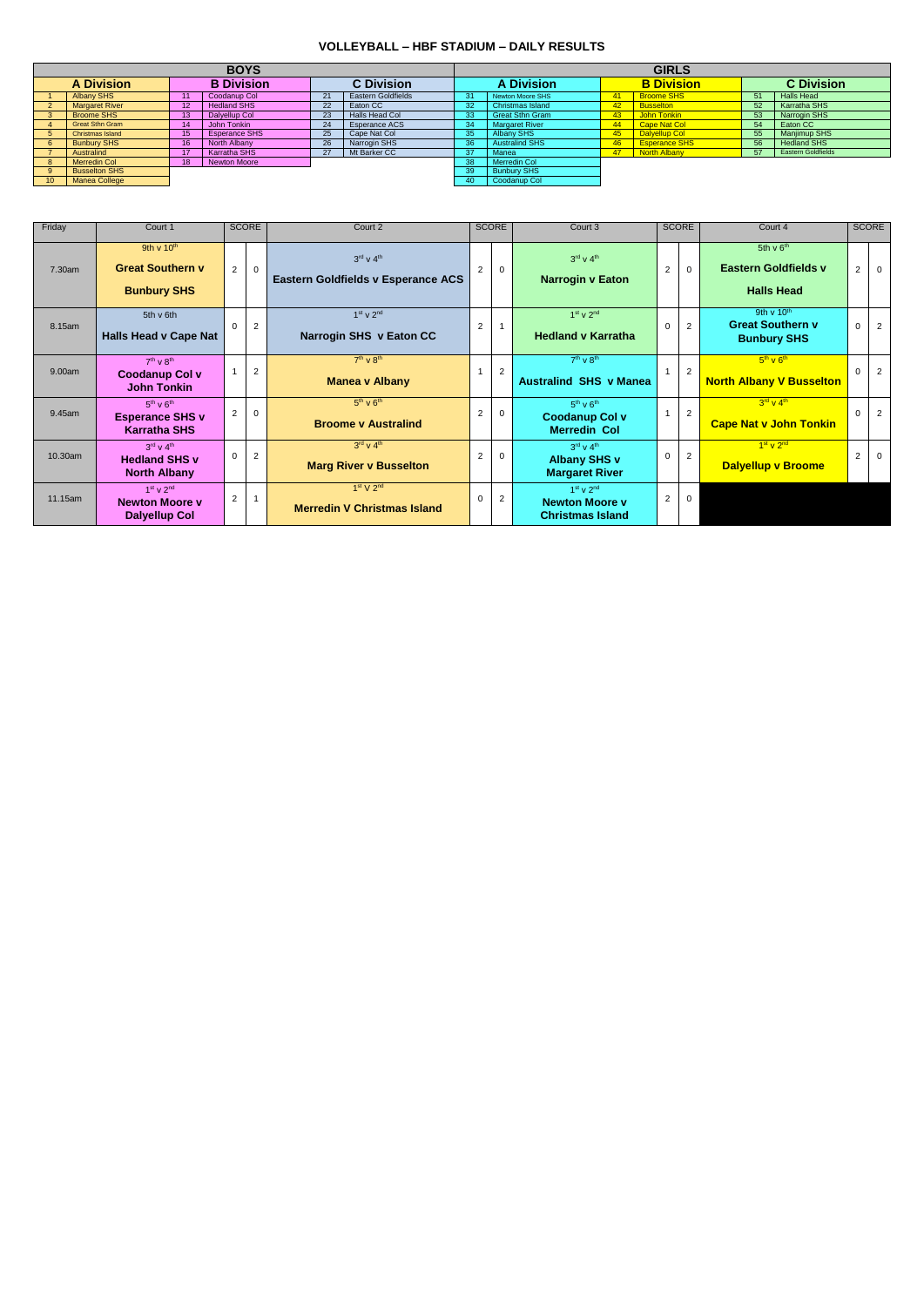## VOLLEYBALL – HBF STADIUM – DAILY RESULTS

| BOYS | | | | | | | | | | | | GIRLS | | | | | | | | | | | |
|---|---|---|---|---|---|---|---|---|---|---|---|---|---|---|---|---|---|---|---|---|---|---|---|
| A Division | | | | B Division | | | | C Division | | | | A Division | | | | B Division | | | | C Division | | | |
| 1 | Albany SHS | | | 11 | Coodanup Col | | | 21 | Eastern Goldfields | | | 31 | Newton Moore SHS | | | 41 | Broome SHS | | | 51 | Halls Head | | |
| 2 | Margaret River | | | 12 | Hedland SHS | | | 22 | Eaton CC | | | 32 | Christmas Island | | | 42 | Busselton | | | 52 | Karratha SHS | | |
| 3 | Broome SHS | | | 13 | Dalyellup Col | | | 23 | Halls Head Col | | | 33 | Great Sthn Gram | | | 43 | John Tonkin | | | 53 | Narrogin SHS | | |
| 4 | Great Sthn Gram | | | 14 | John Tonkin | | | 24 | Esperance ACS | | | 34 | Margaret River | | | 44 | Cape Nat Col | | | 54 | Eaton CC | | |
| 5 | Christmas Island | | | 15 | Esperance SHS | | | 25 | Cape Nat Col | | | 35 | Albany SHS | | | 45 | Dalyellup Col | | | 55 | Manjimup SHS | | |
| 6 | Bunbury SHS | | | 16 | North Albany | | | 26 | Narrogin SHS | | | 36 | Australind SHS | | | 46 | Esperance SHS | | | 56 | Hedland SHS | | |
| 7 | Australind | | | 17 | Karratha SHS | | | 27 | Mt Barker CC | | | 37 | Manea | | | 47 | North Albany | | | 57 | Eastern Goldfields | | |
| 8 | Merredin Col | | | 18 | Newton Moore | | | | | | | 38 | Merredin Col | | | | | | | | | | |
| 9 | Busselton SHS | | | | | | | | | | | 39 | Bunbury SHS | | | | | | | | | | |
| 10 | Manea College | | | | | | | | | | | 40 | Coodanup Col | | | | | | | | | | |

| Friday | Court 1 | SCORE | | Court 2 | SCORE | | Court 3 | SCORE | | Court 4 | SCORE | |
|---|---|---|---|---|---|---|---|---|---|---|---|---|
| 7.30am | 9th v 10th **Great Southern v Bunbury SHS** | 2 | 0 | 3rd v 4th **Eastern Goldfields v Esperance ACS** | 2 | 0 | 3rd v 4th **Narrogin v Eaton** | 2 | 0 | 5th v 6th **Eastern Goldfields v Halls Head** | 2 | 0 |
| 8.15am | 5th v 6th **Halls Head v Cape Nat** | 0 | 2 | 1st v 2nd **Narrogin SHS v Eaton CC** | 2 | 1 | 1st v 2nd **Hedland v Karratha** | 0 | 2 | 9th v 10th **Great Southern v Bunbury SHS** | 0 | 2 |
| 9.00am | 7th v 8th **Coodanup Col v John Tonkin** | 1 | 2 | 7th v 8th **Manea v Albany** | 1 | 2 | 7th v 8th **Australind SHS v Manea** | 1 | 2 | 5th v 6th **North Albany V Busselton** | 0 | 2 |
| 9.45am | 5th v 6th **Esperance SHS v Karratha SHS** | 2 | 0 | 5th v 6th **Broome v Australind** | 2 | 0 | 5th v 6th **Coodanup Col v Merredin Col** | 1 | 2 | 3rd v 4th **Cape Nat v John Tonkin** | 0 | 2 |
| 10.30am | 3rd v 4th **Hedland SHS v North Albany** | 0 | 2 | 3rd v 4th **Marg River v Busselton** | 2 | 0 | 3rd v 4th **Albany SHS v Margaret River** | 0 | 2 | 1st v 2nd **Dalyellup v Broome** | 2 | 0 |
| 11.15am | 1st v 2nd **Newton Moore v Dalyellup Col** | 2 | 1 | 1st V 2nd **Merredin V Christmas Island** | 0 | 2 | 1st v 2nd **Newton Moore v Christmas Island** | 2 | 0 | | | |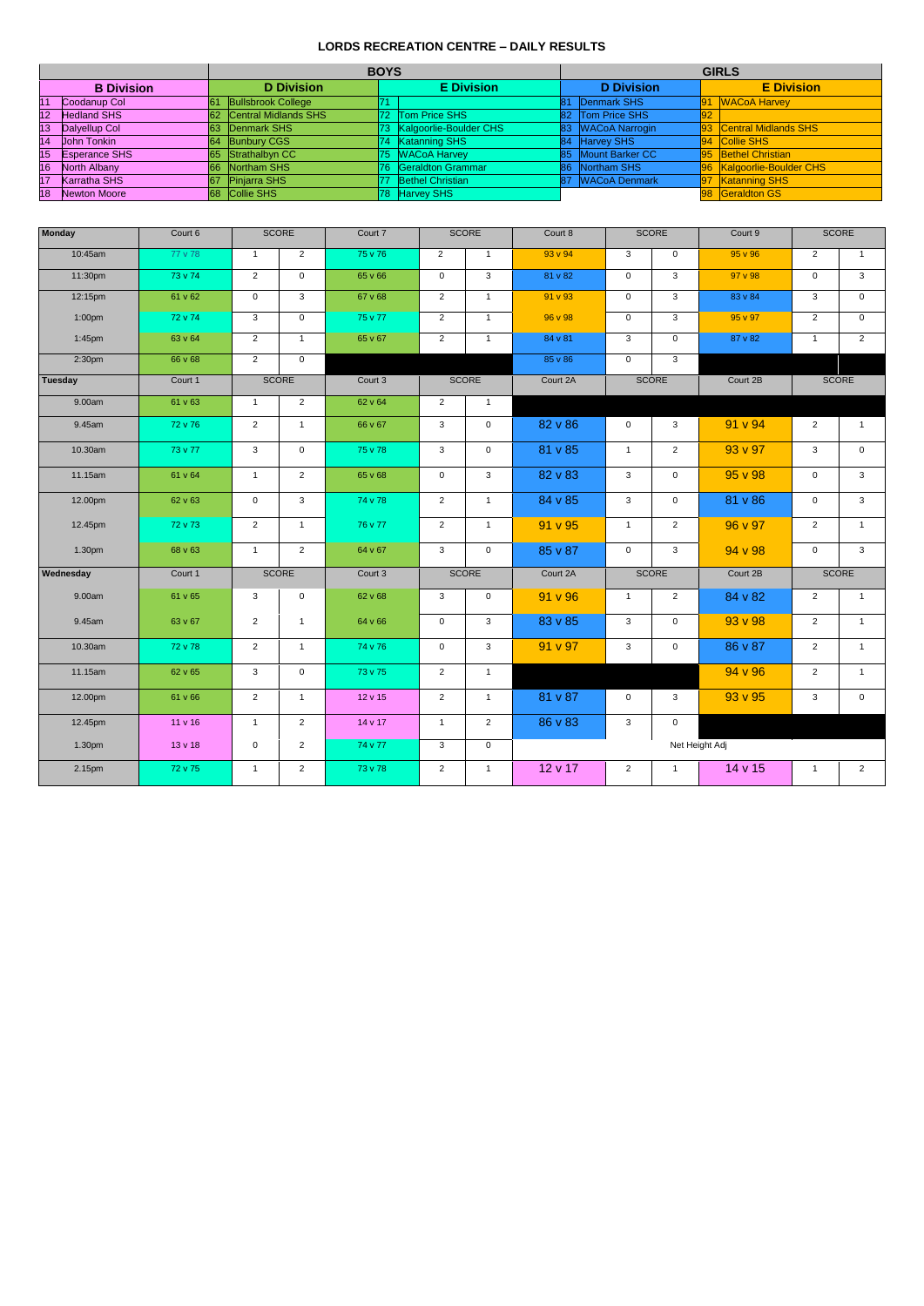# LORDS RECREATION CENTRE – DAILY RESULTS

| | | BOYS | | | | | | GIRLS | | | |
|---|---|---|---|---|---|---|---|---|---|---|---|
| B Division | | D Division | | E Division | | D Division | | E Division | | | |
| 11 | Coodanup Col | 61 | Bullsbrook College | 71 | | 81 | Denmark SHS | 91 | WACoA Harvey | | |
| 12 | Hedland SHS | 62 | Central Midlands SHS | 72 | Tom Price SHS | 82 | Tom Price SHS | 92 | | | |
| 13 | Dalyellup Col | 63 | Denmark SHS | 73 | Kalgoorlie-Boulder CHS | 83 | WACoA Narrogin | 93 | Central Midlands SHS | | |
| 14 | John Tonkin | 64 | Bunbury CGS | 74 | Katanning SHS | 84 | Harvey SHS | 94 | Collie SHS | | |
| 15 | Esperance SHS | 65 | Strathalbyn CC | 75 | WACoA Harvey | 85 | Mount Barker CC | 95 | Bethel Christian | | |
| 16 | North Albany | 66 | Northam SHS | 76 | Geraldton Grammar | 86 | Northam SHS | 96 | Kalgoorlie-Boulder CHS | | |
| 17 | Karratha SHS | 67 | Pinjarra SHS | 77 | Bethel Christian | 87 | WACoA Denmark | 97 | Katanning SHS | | |
| 18 | Newton Moore | 68 | Collie SHS | 78 | Harvey SHS | | | 98 | Geraldton GS | | |

| Monday | Court 6 | SCORE | | Court 7 | SCORE | | Court 8 | SCORE | | Court 9 | SCORE | |
|---|---|---|---|---|---|---|---|---|---|---|---|---|
| 10:45am | 77 v 78 | 1 | 2 | 75 v 76 | 2 | 1 | 93 v 94 | 3 | 0 | 95 v 96 | 2 | 1 |
| 11:30pm | 73 v 74 | 2 | 0 | 65 v 66 | 0 | 3 | 81 v 82 | 0 | 3 | 97 v 98 | 0 | 3 |
| 12:15pm | 61 v 62 | 0 | 3 | 67 v 68 | 2 | 1 | 91 v 93 | 0 | 3 | 83 v 84 | 3 | 0 |
| 1:00pm | 72 v 74 | 3 | 0 | 75 v 77 | 2 | 1 | 96 v 98 | 0 | 3 | 95 v 97 | 2 | 0 |
| 1:45pm | 63 v 64 | 2 | 1 | 65 v 67 | 2 | 1 | 84 v 81 | 3 | 0 | 87 v 82 | 1 | 2 |
| 2:30pm | 66 v 68 | 2 | 0 | | | | 85 v 86 | 0 | 3 | | | |
| **Tuesday** | Court 1 | SCORE | | Court 3 | SCORE | | Court 2A | SCORE | | Court 2B | SCORE | |
| 9.00am | 61 v 63 | 1 | 2 | 62 v 64 | 2 | 1 | | | | | | |
| 9.45am | 72 v 76 | 2 | 1 | 66 v 67 | 3 | 0 | 82 v 86 | 0 | 3 | 91 v 94 | 2 | 1 |
| 10.30am | 73 v 77 | 3 | 0 | 75 v 78 | 3 | 0 | 81 v 85 | 1 | 2 | 93 v 97 | 3 | 0 |
| 11.15am | 61 v 64 | 1 | 2 | 65 v 68 | 0 | 3 | 82 v 83 | 3 | 0 | 95 v 98 | 0 | 3 |
| 12.00pm | 62 v 63 | 0 | 3 | 74 v 78 | 2 | 1 | 84 v 85 | 3 | 0 | 81 v 86 | 0 | 3 |
| 12.45pm | 72 v 73 | 2 | 1 | 76 v 77 | 2 | 1 | 91 v 95 | 1 | 2 | 96 v 97 | 2 | 1 |
| 1.30pm | 68 v 63 | 1 | 2 | 64 v 67 | 3 | 0 | 85 v 87 | 0 | 3 | 94 v 98 | 0 | 3 |
| **Wednesday** | Court 1 | SCORE | | Court 3 | SCORE | | Court 2A | SCORE | | Court 2B | SCORE | |
| 9.00am | 61 v 65 | 3 | 0 | 62 v 68 | 3 | 0 | 91 v 96 | 1 | 2 | 84 v 82 | 2 | 1 |
| 9.45am | 63 v 67 | 2 | 1 | 64 v 66 | 0 | 3 | 83 v 85 | 3 | 0 | 93 v 98 | 2 | 1 |
| 10.30am | 72 v 78 | 2 | 1 | 74 v 76 | 0 | 3 | 91 v 97 | 3 | 0 | 86 v 87 | 2 | 1 |
| 11.15am | 62 v 65 | 3 | 0 | 73 v 75 | 2 | 1 | | | | 94 v 96 | 2 | 1 |
| 12.00pm | 61 v 66 | 2 | 1 | 12 v 15 | 2 | 1 | 81 v 87 | 0 | 3 | 93 v 95 | 3 | 0 |
| 12.45pm | 11 v 16 | 1 | 2 | 14 v 17 | 1 | 2 | 86 v 83 | 3 | 0 | | | |
| 1.30pm | 13 v 18 | 0 | 2 | 74 v 77 | 3 | 0 | Net Height Adj | | | | | |
| 2.15pm | 72 v 75 | 1 | 2 | 73 v 78 | 2 | 1 | 12 v 17 | 2 | 1 | 14 v 15 | 1 | 2 |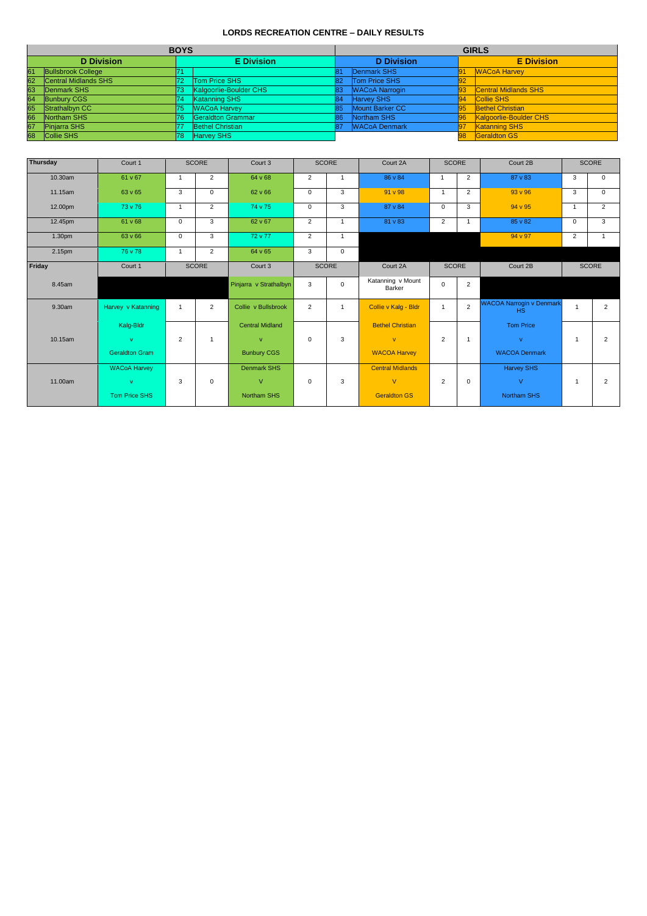## LORDS RECREATION CENTRE – DAILY RESULTS

| BOYS | | | | GIRLS | | | |
|---|---|---|---|---|---|---|---|
| D Division | | E Division | | D Division | | E Division | |
| 61 | Bullsbrook College | 71 | | 81 | Denmark SHS | 91 | WACoA Harvey |
| 62 | Central Midlands SHS | 72 | Tom Price SHS | 82 | Tom Price SHS | 92 | |
| 63 | Denmark SHS | 73 | Kalgoorlie-Boulder CHS | 83 | WACoA Narrogin | 93 | Central Midlands SHS |
| 64 | Bunbury CGS | 74 | Katanning SHS | 84 | Harvey SHS | 94 | Collie SHS |
| 65 | Strathalbyn CC | 75 | WACoA Harvey | 85 | Mount Barker CC | 95 | Bethel Christian |
| 66 | Northam SHS | 76 | Geraldton Grammar | 86 | Northam SHS | 96 | Kalgoorlie-Boulder CHS |
| 67 | Pinjarra SHS | 77 | Bethel Christian | 87 | WACoA Denmark | 97 | Katanning SHS |
| 68 | Collie SHS | 78 | Harvey SHS | | | 98 | Geraldton GS |

| Thursday | Court 1 | SCORE | | Court 3 | SCORE | | Court 2A | SCORE | | Court 2B | SCORE | |
|---|---|---|---|---|---|---|---|---|---|---|---|---|
| 10.30am | 61 v 67 | 1 | 2 | 64 v 68 | 2 | 1 | 86 v 84 | 1 | 2 | 87 v 83 | 3 | 0 |
| 11.15am | 63 v 65 | 3 | 0 | 62 v 66 | 0 | 3 | 91 v 98 | 1 | 2 | 93 v 96 | 3 | 0 |
| 12.00pm | 73 v 76 | 1 | 2 | 74 v 75 | 0 | 3 | 87 v 84 | 0 | 3 | 94 v 95 | 1 | 2 |
| 12.45pm | 61 v 68 | 0 | 3 | 62 v 67 | 2 | 1 | 81 v 83 | 2 | 1 | 85 v 82 | 0 | 3 |
| 1.30pm | 63 v 66 | 0 | 3 | 72 v 77 | 2 | 1 | | | | 94 v 97 | 2 | 1 |
| 2.15pm | 76 v 78 | 1 | 2 | 64 v 65 | 3 | 0 | | | | | | |
| **Friday** | Court 1 | SCORE | | Court 3 | SCORE | | Court 2A | SCORE | | Court 2B | SCORE | |
| 8.45am | | | | Pinjarra v Strathalbyn | 3 | 0 | Katanning v Mount Barker | 0 | 2 | | | |
| 9.30am | Harvey v Katanning | 1 | 2 | Collie v Bullsbrook | 2 | 1 | Collie v Kalg - Bldr | 1 | 2 | WACOA Narrogin v Denmark HS | 1 | 2 |
| 10.15am | Kalg-Bldr v Geraldton Gram | 2 | 1 | Central Midland v Bunbury CGS | 0 | 3 | Bethel Christian v WACOA Harvey | 2 | 1 | Tom Price v WACOA Denmark | 1 | 2 |
| 11.00am | WACoA Harvey v Tom Price SHS | 3 | 0 | Denmark SHS V Northam SHS | 0 | 3 | Central Midlands V Geraldton GS | 2 | 0 | Harvey SHS V Northam SHS | 1 | 2 |